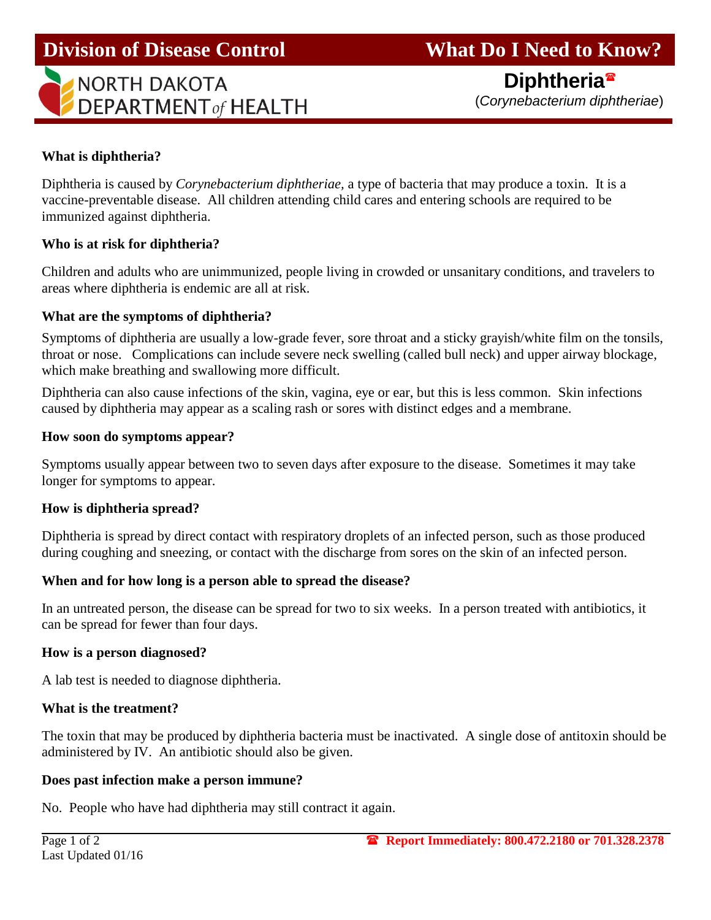# Division of Disease Control — What Do I Need to Know?

NORTH DAKOTA DEPARTMENT *of* HEALTH

## Diphtheria☎

(*Corynebacterium diphtheriae*)

**What is diphtheria?**

Diphtheria is caused by *Corynebacterium diphtheriae,* a type of bacteria that may produce a toxin. It is a vaccine-preventable disease. All children attending child cares and entering schools are required to be immunized against diphtheria.

**Who is at risk for diphtheria?**

Children and adults who are unimmunized, people living in crowded or unsanitary conditions, and travelers to areas where diphtheria is endemic are all at risk.

**What are the symptoms of diphtheria?**

Symptoms of diphtheria are usually a low-grade fever, sore throat and a sticky grayish/white film on the tonsils, throat or nose. Complications can include severe neck swelling (called bull neck) and upper airway blockage, which make breathing and swallowing more difficult.

Diphtheria can also cause infections of the skin, vagina, eye or ear, but this is less common. Skin infections caused by diphtheria may appear as a scaling rash or sores with distinct edges and a membrane.

**How soon do symptoms appear?**

Symptoms usually appear between two to seven days after exposure to the disease. Sometimes it may take longer for symptoms to appear.

**How is diphtheria spread?**

Diphtheria is spread by direct contact with respiratory droplets of an infected person, such as those produced during coughing and sneezing, or contact with the discharge from sores on the skin of an infected person.

**When and for how long is a person able to spread the disease?**

In an untreated person, the disease can be spread for two to six weeks. In a person treated with antibiotics, it can be spread for fewer than four days.

**How is a person diagnosed?**

A lab test is needed to diagnose diphtheria.

**What is the treatment?**

The toxin that may be produced by diphtheria bacteria must be inactivated. A single dose of antitoxin should be administered by IV. An antibiotic should also be given.

**Does past infection make a person immune?**

No. People who have had diphtheria may still contract it again.

Last Updated 01/16

☎ **Report Immediately: 800.472.2180 or 701.328.2378**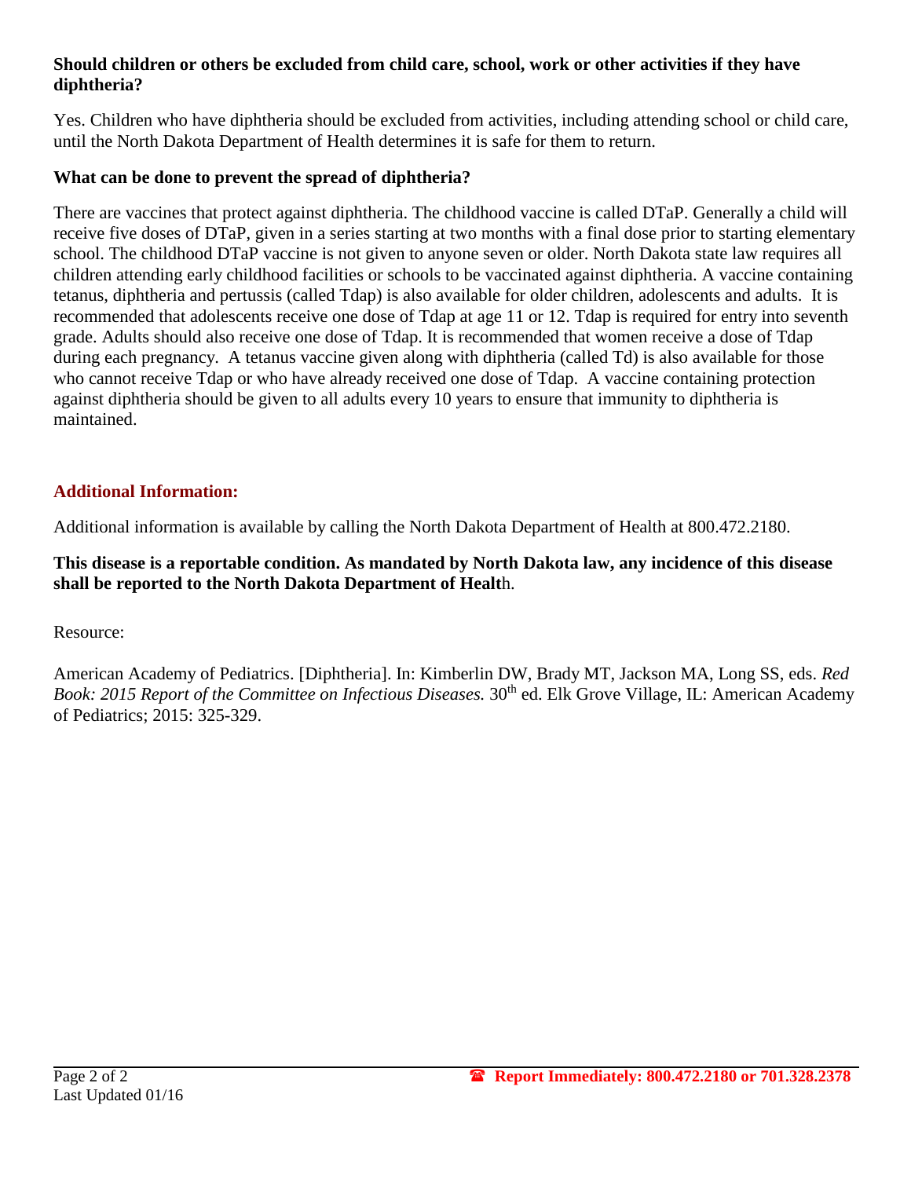**Should children or others be excluded from child care, school, work or other activities if they have diphtheria?**

Yes. Children who have diphtheria should be excluded from activities, including attending school or child care, until the North Dakota Department of Health determines it is safe for them to return.

**What can be done to prevent the spread of diphtheria?**

There are vaccines that protect against diphtheria. The childhood vaccine is called DTaP. Generally a child will receive five doses of DTaP, given in a series starting at two months with a final dose prior to starting elementary school. The childhood DTaP vaccine is not given to anyone seven or older. North Dakota state law requires all children attending early childhood facilities or schools to be vaccinated against diphtheria. A vaccine containing tetanus, diphtheria and pertussis (called Tdap) is also available for older children, adolescents and adults. It is recommended that adolescents receive one dose of Tdap at age 11 or 12. Tdap is required for entry into seventh grade. Adults should also receive one dose of Tdap. It is recommended that women receive a dose of Tdap during each pregnancy. A tetanus vaccine given along with diphtheria (called Td) is also available for those who cannot receive Tdap or who have already received one dose of Tdap. A vaccine containing protection against diphtheria should be given to all adults every 10 years to ensure that immunity to diphtheria is maintained.

## Additional Information:

Additional information is available by calling the North Dakota Department of Health at 800.472.2180.

**This disease is a reportable condition. As mandated by North Dakota law, any incidence of this disease shall be reported to the North Dakota Department of Health.**

Resource:

American Academy of Pediatrics. [Diphtheria]. In: Kimberlin DW, Brady MT, Jackson MA, Long SS, eds. *Red Book: 2015 Report of the Committee on Infectious Diseases.* 30th ed. Elk Grove Village, IL: American Academy of Pediatrics; 2015: 325-329.

Last Updated 01/16

☎ **Report Immediately: 800.472.2180 or 701.328.2378**